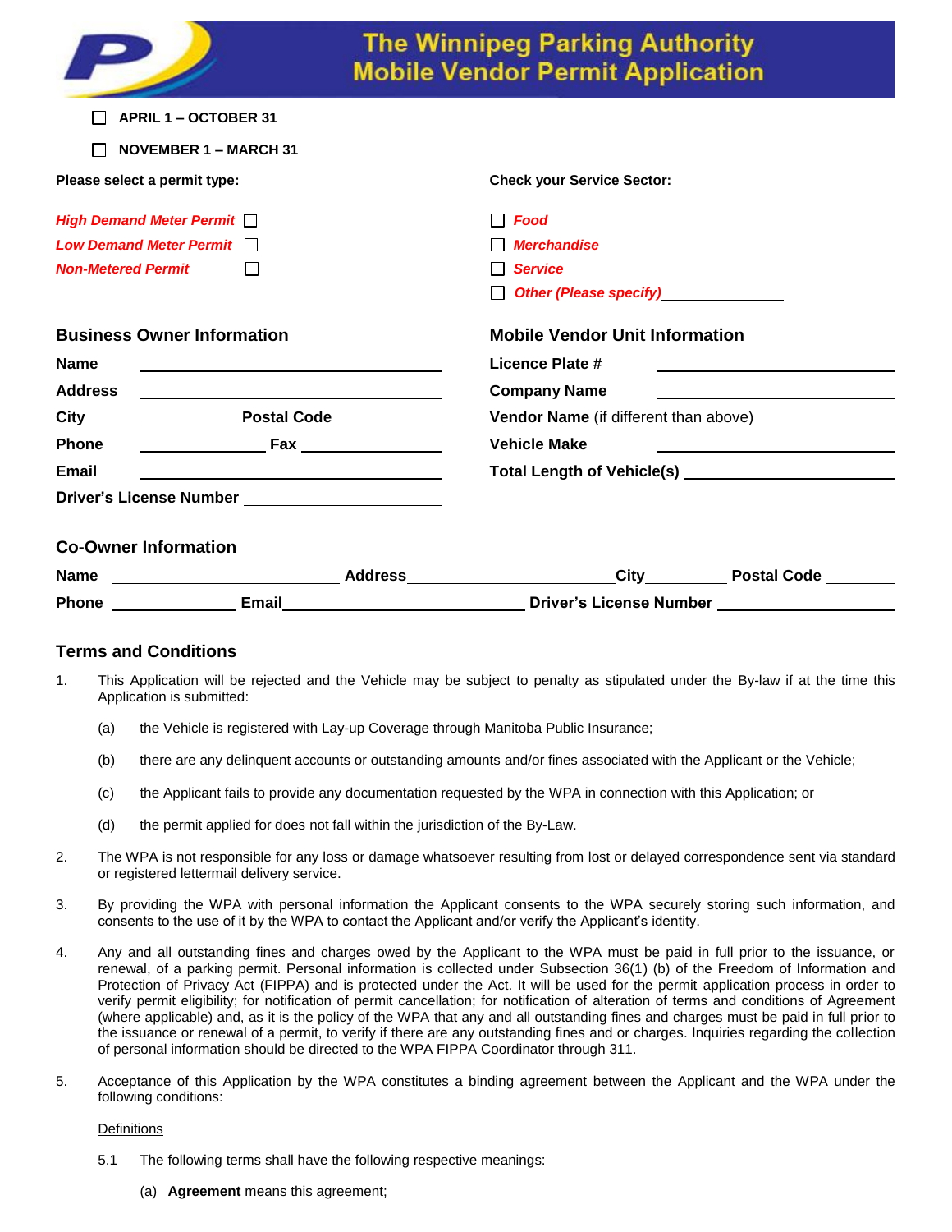# The Winnipeg Parking Authority Mobile Vendor Permit Application

☐ **APRIL 1 – OCTOBER 31**

☐ **NOVEMBER 1 – MARCH 31**

**Please select a permit type:**

***High Demand Meter Permit*** ☐

***Low Demand Meter Permit*** ☐

***Non-Metered Permit*** ☐

**Check your Service Sector:**

☐ ***Food***

☐ ***Merchandise***

☐ ***Service***

☐ ***Other (Please specify)*** ______________

## Business Owner Information

**Name** ______________________________

**Address** ______________________________

**City** __________ **Postal Code** __________

**Phone** ____________ **Fax** ______________

**Email** ______________________________

**Driver's License Number** ____________________

## Mobile Vendor Unit Information

**Licence Plate #** ______________________

**Company Name** ______________________

**Vendor Name** (if different than above) ______________

**Vehicle Make** ______________________

**Total Length of Vehicle(s)** ______________________

## Co-Owner Information

**Name** ____________________ **Address** ____________________ **City** ________ **Postal Code** ________

**Phone** ____________ **Email** ______________________ **Driver's License Number** __________________

## Terms and Conditions

1. This Application will be rejected and the Vehicle may be subject to penalty as stipulated under the By-law if at the time this Application is submitted:

   (a) the Vehicle is registered with Lay-up Coverage through Manitoba Public Insurance;

   (b) there are any delinquent accounts or outstanding amounts and/or fines associated with the Applicant or the Vehicle;

   (c) the Applicant fails to provide any documentation requested by the WPA in connection with this Application; or

   (d) the permit applied for does not fall within the jurisdiction of the By-Law.

2. The WPA is not responsible for any loss or damage whatsoever resulting from lost or delayed correspondence sent via standard or registered lettermail delivery service.

3. By providing the WPA with personal information the Applicant consents to the WPA securely storing such information, and consents to the use of it by the WPA to contact the Applicant and/or verify the Applicant's identity.

4. Any and all outstanding fines and charges owed by the Applicant to the WPA must be paid in full prior to the issuance, or renewal, of a parking permit. Personal information is collected under Subsection 36(1) (b) of the Freedom of Information and Protection of Privacy Act (FIPPA) and is protected under the Act. It will be used for the permit application process in order to verify permit eligibility; for notification of permit cancellation; for notification of alteration of terms and conditions of Agreement (where applicable) and, as it is the policy of the WPA that any and all outstanding fines and charges must be paid in full prior to the issuance or renewal of a permit, to verify if there are any outstanding fines and or charges. Inquiries regarding the collection of personal information should be directed to the WPA FIPPA Coordinator through 311.

5. Acceptance of this Application by the WPA constitutes a binding agreement between the Applicant and the WPA under the following conditions:

   Definitions

   5.1 The following terms shall have the following respective meanings:

   (a) **Agreement** means this agreement;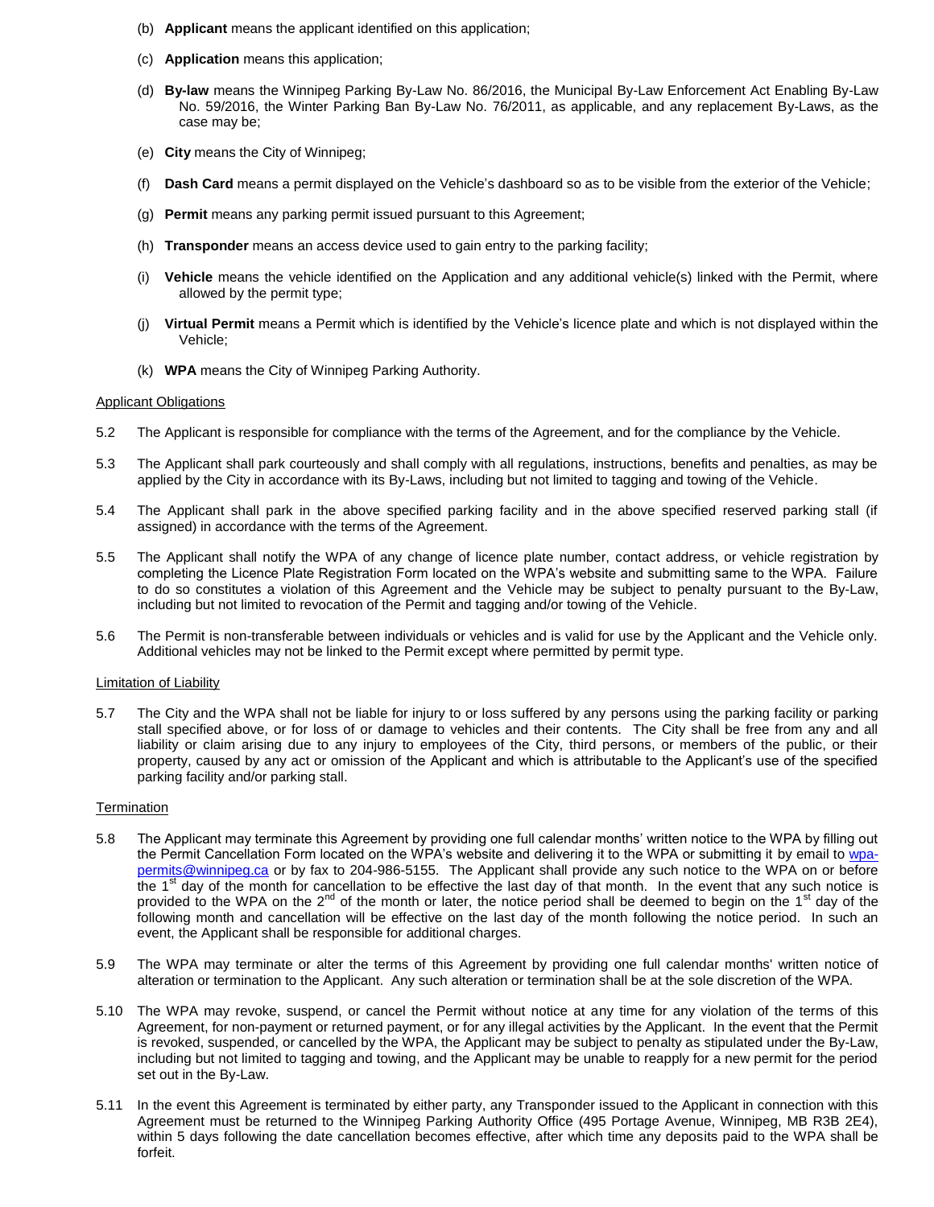(b) **Applicant** means the applicant identified on this application;

(c) **Application** means this application;

(d) **By-law** means the Winnipeg Parking By-Law No. 86/2016, the Municipal By-Law Enforcement Act Enabling By-Law No. 59/2016, the Winter Parking Ban By-Law No. 76/2011, as applicable, and any replacement By-Laws, as the case may be;

(e) **City** means the City of Winnipeg;

(f) **Dash Card** means a permit displayed on the Vehicle's dashboard so as to be visible from the exterior of the Vehicle;

(g) **Permit** means any parking permit issued pursuant to this Agreement;

(h) **Transponder** means an access device used to gain entry to the parking facility;

(i) **Vehicle** means the vehicle identified on the Application and any additional vehicle(s) linked with the Permit, where allowed by the permit type;

(j) **Virtual Permit** means a Permit which is identified by the Vehicle's licence plate and which is not displayed within the Vehicle;

(k) **WPA** means the City of Winnipeg Parking Authority.

Applicant Obligations

5.2 The Applicant is responsible for compliance with the terms of the Agreement, and for the compliance by the Vehicle.

5.3 The Applicant shall park courteously and shall comply with all regulations, instructions, benefits and penalties, as may be applied by the City in accordance with its By-Laws, including but not limited to tagging and towing of the Vehicle.

5.4 The Applicant shall park in the above specified parking facility and in the above specified reserved parking stall (if assigned) in accordance with the terms of the Agreement.

5.5 The Applicant shall notify the WPA of any change of licence plate number, contact address, or vehicle registration by completing the Licence Plate Registration Form located on the WPA's website and submitting same to the WPA. Failure to do so constitutes a violation of this Agreement and the Vehicle may be subject to penalty pursuant to the By-Law, including but not limited to revocation of the Permit and tagging and/or towing of the Vehicle.

5.6 The Permit is non-transferable between individuals or vehicles and is valid for use by the Applicant and the Vehicle only. Additional vehicles may not be linked to the Permit except where permitted by permit type.

Limitation of Liability

5.7 The City and the WPA shall not be liable for injury to or loss suffered by any persons using the parking facility or parking stall specified above, or for loss of or damage to vehicles and their contents. The City shall be free from any and all liability or claim arising due to any injury to employees of the City, third persons, or members of the public, or their property, caused by any act or omission of the Applicant and which is attributable to the Applicant's use of the specified parking facility and/or parking stall.

Termination

5.8 The Applicant may terminate this Agreement by providing one full calendar months' written notice to the WPA by filling out the Permit Cancellation Form located on the WPA's website and delivering it to the WPA or submitting it by email to wpa-permits@winnipeg.ca or by fax to 204-986-5155. The Applicant shall provide any such notice to the WPA on or before the 1st day of the month for cancellation to be effective the last day of that month. In the event that any such notice is provided to the WPA on the 2nd of the month or later, the notice period shall be deemed to begin on the 1st day of the following month and cancellation will be effective on the last day of the month following the notice period. In such an event, the Applicant shall be responsible for additional charges.

5.9 The WPA may terminate or alter the terms of this Agreement by providing one full calendar months' written notice of alteration or termination to the Applicant. Any such alteration or termination shall be at the sole discretion of the WPA.

5.10 The WPA may revoke, suspend, or cancel the Permit without notice at any time for any violation of the terms of this Agreement, for non-payment or returned payment, or for any illegal activities by the Applicant. In the event that the Permit is revoked, suspended, or cancelled by the WPA, the Applicant may be subject to penalty as stipulated under the By-Law, including but not limited to tagging and towing, and the Applicant may be unable to reapply for a new permit for the period set out in the By-Law.

5.11 In the event this Agreement is terminated by either party, any Transponder issued to the Applicant in connection with this Agreement must be returned to the Winnipeg Parking Authority Office (495 Portage Avenue, Winnipeg, MB R3B 2E4), within 5 days following the date cancellation becomes effective, after which time any deposits paid to the WPA shall be forfeit.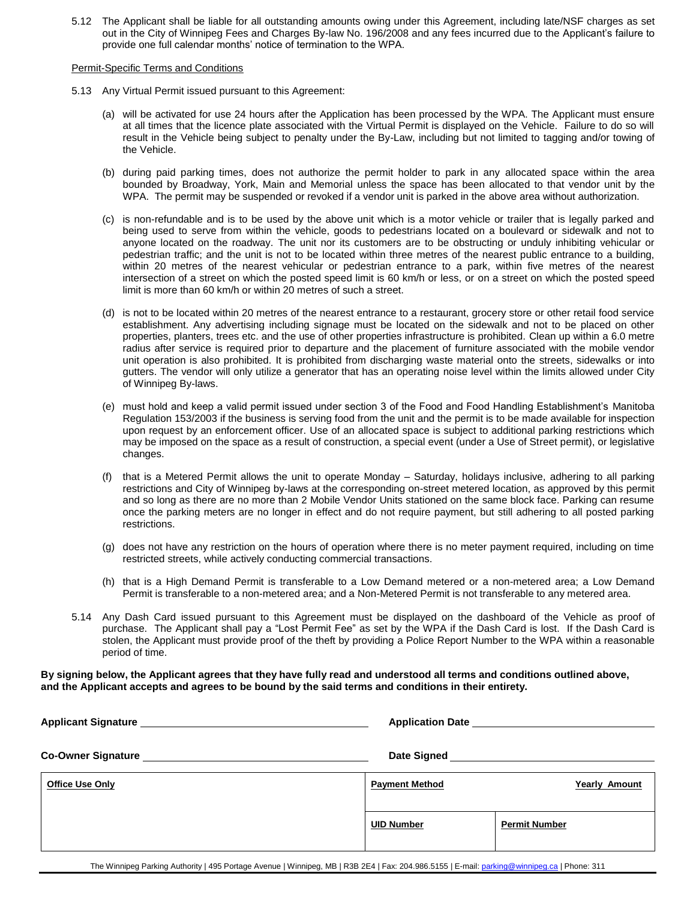5.12 The Applicant shall be liable for all outstanding amounts owing under this Agreement, including late/NSF charges as set out in the City of Winnipeg Fees and Charges By-law No. 196/2008 and any fees incurred due to the Applicant's failure to provide one full calendar months' notice of termination to the WPA.

Permit-Specific Terms and Conditions

5.13 Any Virtual Permit issued pursuant to this Agreement:

(a) will be activated for use 24 hours after the Application has been processed by the WPA. The Applicant must ensure at all times that the licence plate associated with the Virtual Permit is displayed on the Vehicle. Failure to do so will result in the Vehicle being subject to penalty under the By-Law, including but not limited to tagging and/or towing of the Vehicle.

(b) during paid parking times, does not authorize the permit holder to park in any allocated space within the area bounded by Broadway, York, Main and Memorial unless the space has been allocated to that vendor unit by the WPA. The permit may be suspended or revoked if a vendor unit is parked in the above area without authorization.

(c) is non-refundable and is to be used by the above unit which is a motor vehicle or trailer that is legally parked and being used to serve from within the vehicle, goods to pedestrians located on a boulevard or sidewalk and not to anyone located on the roadway. The unit nor its customers are to be obstructing or unduly inhibiting vehicular or pedestrian traffic; and the unit is not to be located within three metres of the nearest public entrance to a building, within 20 metres of the nearest vehicular or pedestrian entrance to a park, within five metres of the nearest intersection of a street on which the posted speed limit is 60 km/h or less, or on a street on which the posted speed limit is more than 60 km/h or within 20 metres of such a street.

(d) is not to be located within 20 metres of the nearest entrance to a restaurant, grocery store or other retail food service establishment. Any advertising including signage must be located on the sidewalk and not to be placed on other properties, planters, trees etc. and the use of other properties infrastructure is prohibited. Clean up within a 6.0 metre radius after service is required prior to departure and the placement of furniture associated with the mobile vendor unit operation is also prohibited. It is prohibited from discharging waste material onto the streets, sidewalks or into gutters. The vendor will only utilize a generator that has an operating noise level within the limits allowed under City of Winnipeg By-laws.

(e) must hold and keep a valid permit issued under section 3 of the Food and Food Handling Establishment's Manitoba Regulation 153/2003 if the business is serving food from the unit and the permit is to be made available for inspection upon request by an enforcement officer. Use of an allocated space is subject to additional parking restrictions which may be imposed on the space as a result of construction, a special event (under a Use of Street permit), or legislative changes.

(f) that is a Metered Permit allows the unit to operate Monday – Saturday, holidays inclusive, adhering to all parking restrictions and City of Winnipeg by-laws at the corresponding on-street metered location, as approved by this permit and so long as there are no more than 2 Mobile Vendor Units stationed on the same block face. Parking can resume once the parking meters are no longer in effect and do not require payment, but still adhering to all posted parking restrictions.

(g) does not have any restriction on the hours of operation where there is no meter payment required, including on time restricted streets, while actively conducting commercial transactions.

(h) that is a High Demand Permit is transferable to a Low Demand metered or a non-metered area; a Low Demand Permit is transferable to a non-metered area; and a Non-Metered Permit is not transferable to any metered area.

5.14 Any Dash Card issued pursuant to this Agreement must be displayed on the dashboard of the Vehicle as proof of purchase. The Applicant shall pay a "Lost Permit Fee" as set by the WPA if the Dash Card is lost. If the Dash Card is stolen, the Applicant must provide proof of the theft by providing a Police Report Number to the WPA within a reasonable period of time.

**By signing below, the Applicant agrees that they have fully read and understood all terms and conditions outlined above, and the Applicant accepts and agrees to be bound by the said terms and conditions in their entirety.**

**Applicant Signature** ______________________ **Application Date** ______________________

**Co-Owner Signature** ______________________ **Date Signed** ______________________

| **Office Use Only** | **Payment Method** | **Yearly Amount** |
|---|---|---|
| | **UID Number** | **Permit Number** |

The Winnipeg Parking Authority | 495 Portage Avenue | Winnipeg, MB | R3B 2E4 | Fax: 204.986.5155 | E-mail: parking@winnipeg.ca | Phone: 311